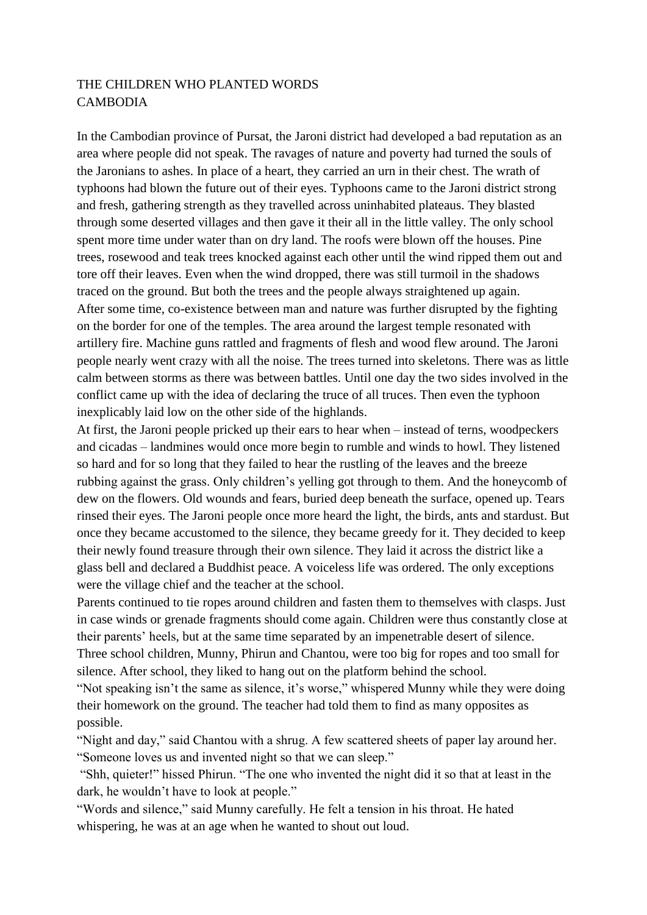# THE CHILDREN WHO PLANTED WORDS
## CAMBODIA

In the Cambodian province of Pursat, the Jaroni district had developed a bad reputation as an area where people did not speak. The ravages of nature and poverty had turned the souls of the Jaronians to ashes. In place of a heart, they carried an urn in their chest. The wrath of typhoons had blown the future out of their eyes. Typhoons came to the Jaroni district strong and fresh, gathering strength as they travelled across uninhabited plateaus. They blasted through some deserted villages and then gave it their all in the little valley. The only school spent more time under water than on dry land. The roofs were blown off the houses. Pine trees, rosewood and teak trees knocked against each other until the wind ripped them out and tore off their leaves. Even when the wind dropped, there was still turmoil in the shadows traced on the ground. But both the trees and the people always straightened up again.

After some time, co-existence between man and nature was further disrupted by the fighting on the border for one of the temples. The area around the largest temple resonated with artillery fire. Machine guns rattled and fragments of flesh and wood flew around. The Jaroni people nearly went crazy with all the noise. The trees turned into skeletons. There was as little calm between storms as there was between battles. Until one day the two sides involved in the conflict came up with the idea of declaring the truce of all truces. Then even the typhoon inexplicably laid low on the other side of the highlands.

At first, the Jaroni people pricked up their ears to hear when – instead of terns, woodpeckers and cicadas – landmines would once more begin to rumble and winds to howl. They listened so hard and for so long that they failed to hear the rustling of the leaves and the breeze rubbing against the grass. Only children's yelling got through to them. And the honeycomb of dew on the flowers. Old wounds and fears, buried deep beneath the surface, opened up. Tears rinsed their eyes. The Jaroni people once more heard the light, the birds, ants and stardust. But once they became accustomed to the silence, they became greedy for it. They decided to keep their newly found treasure through their own silence. They laid it across the district like a glass bell and declared a Buddhist peace. A voiceless life was ordered. The only exceptions were the village chief and the teacher at the school.

Parents continued to tie ropes around children and fasten them to themselves with clasps. Just in case winds or grenade fragments should come again. Children were thus constantly close at their parents' heels, but at the same time separated by an impenetrable desert of silence.

Three school children, Munny, Phirun and Chantou, were too big for ropes and too small for silence. After school, they liked to hang out on the platform behind the school.

"Not speaking isn't the same as silence, it's worse," whispered Munny while they were doing their homework on the ground. The teacher had told them to find as many opposites as possible.

"Night and day," said Chantou with a shrug. A few scattered sheets of paper lay around her. "Someone loves us and invented night so that we can sleep."

"Shh, quieter!" hissed Phirun. "The one who invented the night did it so that at least in the dark, he wouldn't have to look at people."

"Words and silence," said Munny carefully. He felt a tension in his throat. He hated whispering, he was at an age when he wanted to shout out loud.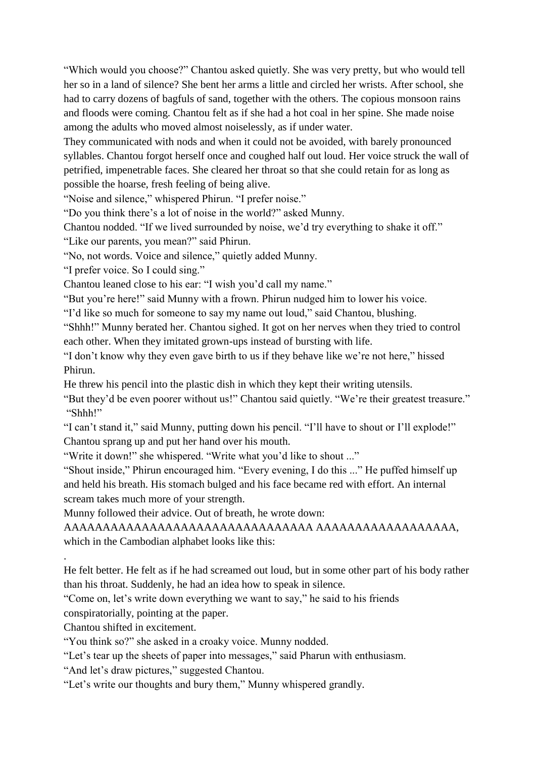"Which would you choose?" Chantou asked quietly. She was very pretty, but who would tell her so in a land of silence? She bent her arms a little and circled her wrists. After school, she had to carry dozens of bagfuls of sand, together with the others. The copious monsoon rains and floods were coming. Chantou felt as if she had a hot coal in her spine. She made noise among the adults who moved almost noiselessly, as if under water.

They communicated with nods and when it could not be avoided, with barely pronounced syllables. Chantou forgot herself once and coughed half out loud. Her voice struck the wall of petrified, impenetrable faces. She cleared her throat so that she could retain for as long as possible the hoarse, fresh feeling of being alive.

"Noise and silence," whispered Phirun. "I prefer noise."

"Do you think there's a lot of noise in the world?" asked Munny.

Chantou nodded. "If we lived surrounded by noise, we'd try everything to shake it off."

"Like our parents, you mean?" said Phirun.

"No, not words. Voice and silence," quietly added Munny.

"I prefer voice. So I could sing."

Chantou leaned close to his ear: "I wish you'd call my name."

"But you're here!" said Munny with a frown. Phirun nudged him to lower his voice.

"I'd like so much for someone to say my name out loud," said Chantou, blushing.

"Shhh!" Munny berated her. Chantou sighed. It got on her nerves when they tried to control each other. When they imitated grown-ups instead of bursting with life.

"I don't know why they even gave birth to us if they behave like we're not here," hissed Phirun.

He threw his pencil into the plastic dish in which they kept their writing utensils.

"But they'd be even poorer without us!" Chantou said quietly. "We're their greatest treasure."

"Shhh!"

"I can't stand it," said Munny, putting down his pencil. "I'll have to shout or I'll explode!"

Chantou sprang up and put her hand over his mouth.

"Write it down!" she whispered. "Write what you'd like to shout ..."

"Shout inside," Phirun encouraged him. "Every evening, I do this ..." He puffed himself up and held his breath. His stomach bulged and his face became red with effort. An internal scream takes much more of your strength.

Munny followed their advice. Out of breath, he wrote down:

AAAAAAAAAAAAAAAAAAAAAAAAAAAAAAAA AAAAAAAAAAAAAAAAAA, which in the Cambodian alphabet looks like this:

.

He felt better. He felt as if he had screamed out loud, but in some other part of his body rather than his throat. Suddenly, he had an idea how to speak in silence.

"Come on, let's write down everything we want to say," he said to his friends conspiratorially, pointing at the paper.

Chantou shifted in excitement.

"You think so?" she asked in a croaky voice. Munny nodded.

"Let's tear up the sheets of paper into messages," said Pharun with enthusiasm.

"And let's draw pictures," suggested Chantou.

"Let's write our thoughts and bury them," Munny whispered grandly.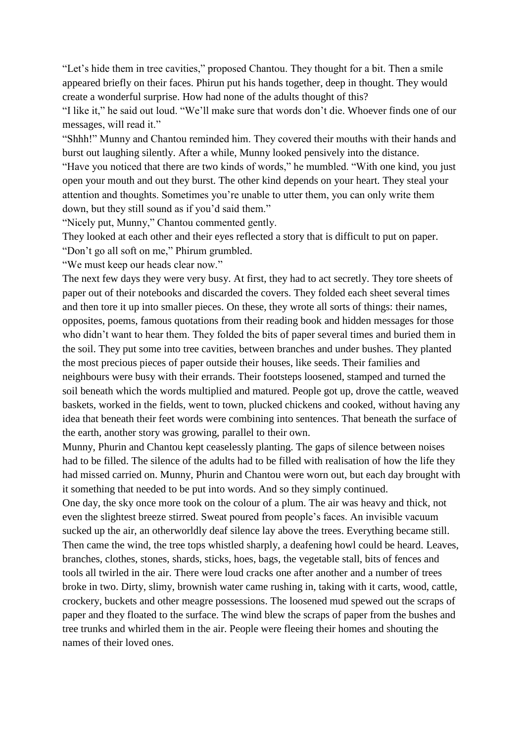“Let’s hide them in tree cavities,” proposed Chantou. They thought for a bit. Then a smile appeared briefly on their faces. Phirun put his hands together, deep in thought. They would create a wonderful surprise. How had none of the adults thought of this?

“I like it,” he said out loud. “We’ll make sure that words don’t die. Whoever finds one of our messages, will read it.”

“Shhh!” Munny and Chantou reminded him. They covered their mouths with their hands and burst out laughing silently. After a while, Munny looked pensively into the distance.

“Have you noticed that there are two kinds of words,” he mumbled. “With one kind, you just open your mouth and out they burst. The other kind depends on your heart. They steal your attention and thoughts. Sometimes you’re unable to utter them, you can only write them down, but they still sound as if you’d said them.”

“Nicely put, Munny,” Chantou commented gently.

They looked at each other and their eyes reflected a story that is difficult to put on paper.

“Don’t go all soft on me,” Phirum grumbled.

“We must keep our heads clear now.”

The next few days they were very busy. At first, they had to act secretly. They tore sheets of paper out of their notebooks and discarded the covers. They folded each sheet several times and then tore it up into smaller pieces. On these, they wrote all sorts of things: their names, opposites, poems, famous quotations from their reading book and hidden messages for those who didn’t want to hear them. They folded the bits of paper several times and buried them in the soil. They put some into tree cavities, between branches and under bushes. They planted the most precious pieces of paper outside their houses, like seeds. Their families and neighbours were busy with their errands. Their footsteps loosened, stamped and turned the soil beneath which the words multiplied and matured. People got up, drove the cattle, weaved baskets, worked in the fields, went to town, plucked chickens and cooked, without having any idea that beneath their feet words were combining into sentences. That beneath the surface of the earth, another story was growing, parallel to their own.

Munny, Phurin and Chantou kept ceaselessly planting. The gaps of silence between noises had to be filled. The silence of the adults had to be filled with realisation of how the life they had missed carried on. Munny, Phurin and Chantou were worn out, but each day brought with it something that needed to be put into words. And so they simply continued.

One day, the sky once more took on the colour of a plum. The air was heavy and thick, not even the slightest breeze stirred. Sweat poured from people’s faces. An invisible vacuum sucked up the air, an otherworldly deaf silence lay above the trees. Everything became still. Then came the wind, the tree tops whistled sharply, a deafening howl could be heard. Leaves, branches, clothes, stones, shards, sticks, hoes, bags, the vegetable stall, bits of fences and tools all twirled in the air. There were loud cracks one after another and a number of trees broke in two. Dirty, slimy, brownish water came rushing in, taking with it carts, wood, cattle, crockery, buckets and other meagre possessions. The loosened mud spewed out the scraps of paper and they floated to the surface. The wind blew the scraps of paper from the bushes and tree trunks and whirled them in the air. People were fleeing their homes and shouting the names of their loved ones.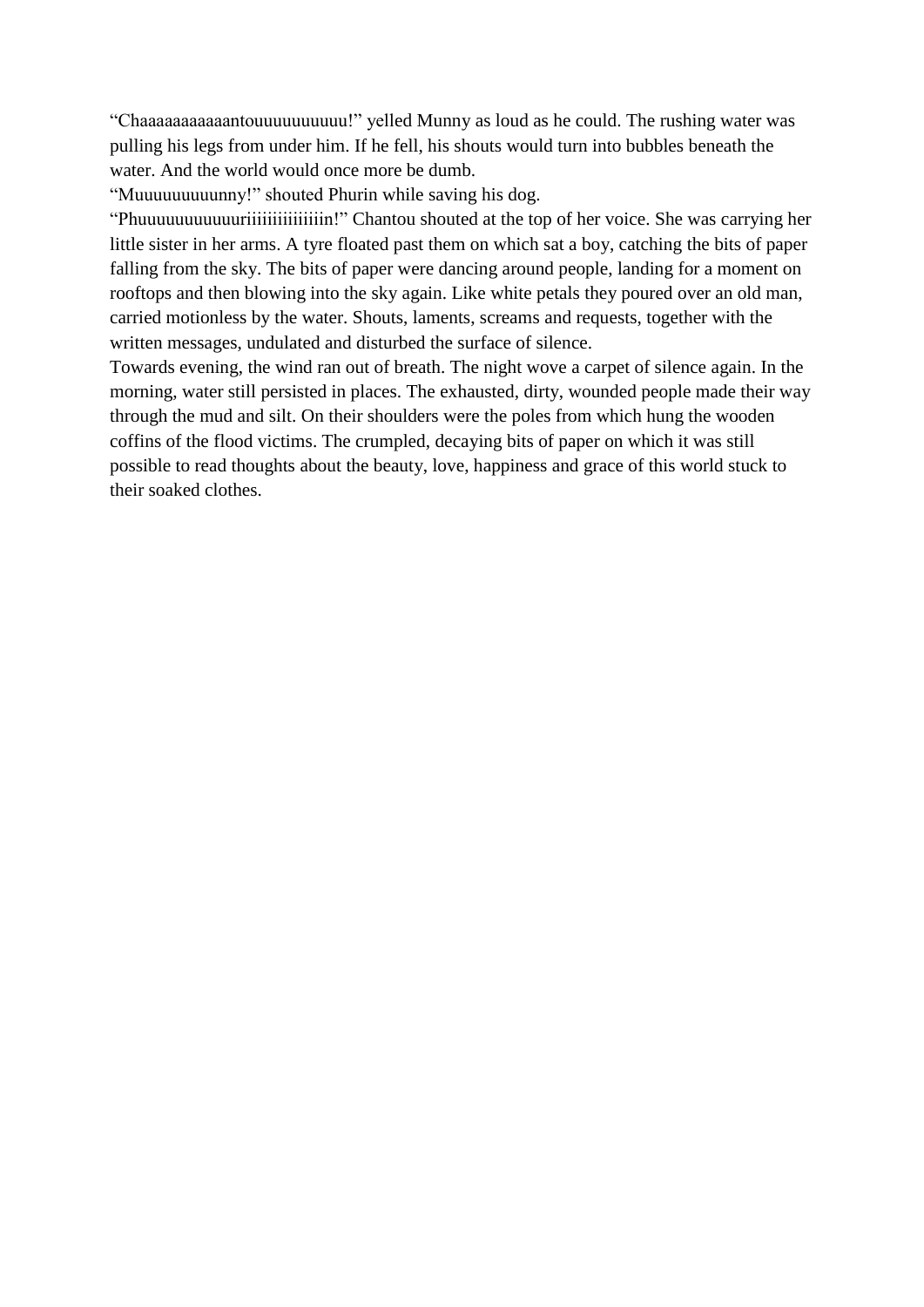“Chaaaaaaaaaaantouuuuuuuuuu!” yelled Munny as loud as he could. The rushing water was pulling his legs from under him. If he fell, his shouts would turn into bubbles beneath the water. And the world would once more be dumb.

“Muuuuuuuuunny!” shouted Phurin while saving his dog.

“Phuuuuuuuuuuuriiiiiiiiiiiiiin!” Chantou shouted at the top of her voice. She was carrying her little sister in her arms. A tyre floated past them on which sat a boy, catching the bits of paper falling from the sky. The bits of paper were dancing around people, landing for a moment on rooftops and then blowing into the sky again. Like white petals they poured over an old man, carried motionless by the water. Shouts, laments, screams and requests, together with the written messages, undulated and disturbed the surface of silence.

Towards evening, the wind ran out of breath. The night wove a carpet of silence again. In the morning, water still persisted in places. The exhausted, dirty, wounded people made their way through the mud and silt. On their shoulders were the poles from which hung the wooden coffins of the flood victims. The crumpled, decaying bits of paper on which it was still possible to read thoughts about the beauty, love, happiness and grace of this world stuck to their soaked clothes.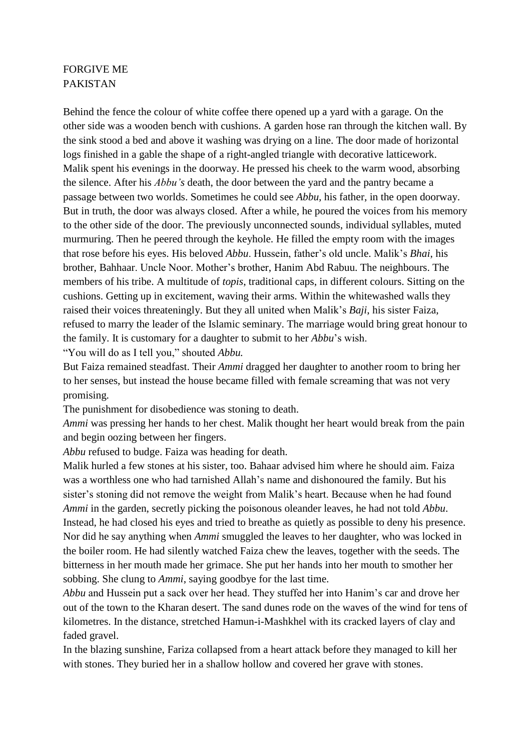# FORGIVE ME
# PAKISTAN

Behind the fence the colour of white coffee there opened up a yard with a garage. On the other side was a wooden bench with cushions. A garden hose ran through the kitchen wall. By the sink stood a bed and above it washing was drying on a line. The door made of horizontal logs finished in a gable the shape of a right-angled triangle with decorative latticework. Malik spent his evenings in the doorway. He pressed his cheek to the warm wood, absorbing the silence. After his *Abbu's* death, the door between the yard and the pantry became a passage between two worlds. Sometimes he could see *Abbu,* his father, in the open doorway. But in truth, the door was always closed. After a while, he poured the voices from his memory to the other side of the door. The previously unconnected sounds, individual syllables, muted murmuring. Then he peered through the keyhole. He filled the empty room with the images that rose before his eyes. His beloved *Abbu*. Hussein, father's old uncle. Malik's *Bhai*, his brother, Bahhaar. Uncle Noor. Mother's brother, Hanim Abd Rabuu. The neighbours. The members of his tribe. A multitude of *topis*, traditional caps, in different colours. Sitting on the cushions. Getting up in excitement, waving their arms. Within the whitewashed walls they raised their voices threateningly. But they all united when Malik's *Baji*, his sister Faiza, refused to marry the leader of the Islamic seminary. The marriage would bring great honour to the family. It is customary for a daughter to submit to her *Abbu*'s wish.

"You will do as I tell you," shouted *Abbu.*

But Faiza remained steadfast. Their *Ammi* dragged her daughter to another room to bring her to her senses, but instead the house became filled with female screaming that was not very promising.

The punishment for disobedience was stoning to death.

*Ammi* was pressing her hands to her chest. Malik thought her heart would break from the pain and begin oozing between her fingers.

*Abbu* refused to budge. Faiza was heading for death.

Malik hurled a few stones at his sister, too. Bahaar advised him where he should aim. Faiza was a worthless one who had tarnished Allah's name and dishonoured the family. But his sister's stoning did not remove the weight from Malik's heart. Because when he had found *Ammi* in the garden, secretly picking the poisonous oleander leaves, he had not told *Abbu*. Instead, he had closed his eyes and tried to breathe as quietly as possible to deny his presence. Nor did he say anything when *Ammi* smuggled the leaves to her daughter, who was locked in the boiler room. He had silently watched Faiza chew the leaves, together with the seeds. The bitterness in her mouth made her grimace. She put her hands into her mouth to smother her sobbing. She clung to *Ammi*, saying goodbye for the last time.

*Abbu* and Hussein put a sack over her head. They stuffed her into Hanim's car and drove her out of the town to the Kharan desert. The sand dunes rode on the waves of the wind for tens of kilometres. In the distance, stretched Hamun-i-Mashkhel with its cracked layers of clay and faded gravel.

In the blazing sunshine, Fariza collapsed from a heart attack before they managed to kill her with stones. They buried her in a shallow hollow and covered her grave with stones.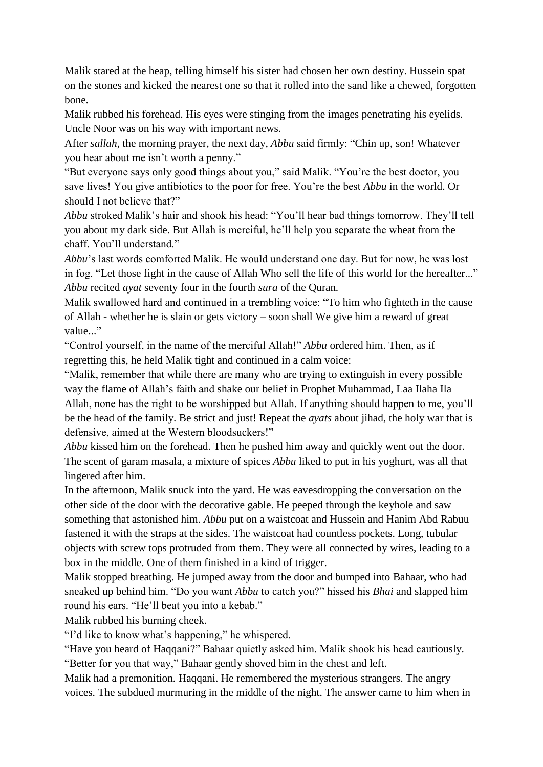Malik stared at the heap, telling himself his sister had chosen her own destiny. Hussein spat on the stones and kicked the nearest one so that it rolled into the sand like a chewed, forgotten bone.

Malik rubbed his forehead. His eyes were stinging from the images penetrating his eyelids. Uncle Noor was on his way with important news.

After *sallah*, the morning prayer, the next day, *Abbu* said firmly: “Chin up, son! Whatever you hear about me isn’t worth a penny.”

“But everyone says only good things about you,” said Malik. “You’re the best doctor, you save lives! You give antibiotics to the poor for free. You’re the best *Abbu* in the world. Or should I not believe that?”

*Abbu* stroked Malik’s hair and shook his head: “You’ll hear bad things tomorrow. They’ll tell you about my dark side. But Allah is merciful, he’ll help you separate the wheat from the chaff. You’ll understand.”

*Abbu*’s last words comforted Malik. He would understand one day. But for now, he was lost in fog. “Let those fight in the cause of Allah Who sell the life of this world for the hereafter...” *Abbu* recited *ayat* seventy four in the fourth *sura* of the Quran.

Malik swallowed hard and continued in a trembling voice: “To him who fighteth in the cause of Allah - whether he is slain or gets victory – soon shall We give him a reward of great value...”

“Control yourself, in the name of the merciful Allah!” *Abbu* ordered him. Then, as if regretting this, he held Malik tight and continued in a calm voice:

“Malik, remember that while there are many who are trying to extinguish in every possible way the flame of Allah’s faith and shake our belief in Prophet Muhammad, Laa Ilaha Ila Allah, none has the right to be worshipped but Allah. If anything should happen to me, you’ll be the head of the family. Be strict and just! Repeat the *ayats* about jihad, the holy war that is defensive, aimed at the Western bloodsuckers!”

*Abbu* kissed him on the forehead. Then he pushed him away and quickly went out the door. The scent of garam masala, a mixture of spices *Abbu* liked to put in his yoghurt, was all that lingered after him.

In the afternoon, Malik snuck into the yard. He was eavesdropping the conversation on the other side of the door with the decorative gable. He peeped through the keyhole and saw something that astonished him. *Abbu* put on a waistcoat and Hussein and Hanim Abd Rabuu fastened it with the straps at the sides. The waistcoat had countless pockets. Long, tubular objects with screw tops protruded from them. They were all connected by wires, leading to a box in the middle. One of them finished in a kind of trigger.

Malik stopped breathing. He jumped away from the door and bumped into Bahaar, who had sneaked up behind him. “Do you want *Abbu* to catch you?” hissed his *Bhai* and slapped him round his ears. “He’ll beat you into a kebab.”

Malik rubbed his burning cheek.

“I’d like to know what’s happening,” he whispered.

“Have you heard of Haqqani?” Bahaar quietly asked him. Malik shook his head cautiously. “Better for you that way,” Bahaar gently shoved him in the chest and left.

Malik had a premonition. Haqqani. He remembered the mysterious strangers. The angry voices. The subdued murmuring in the middle of the night. The answer came to him when in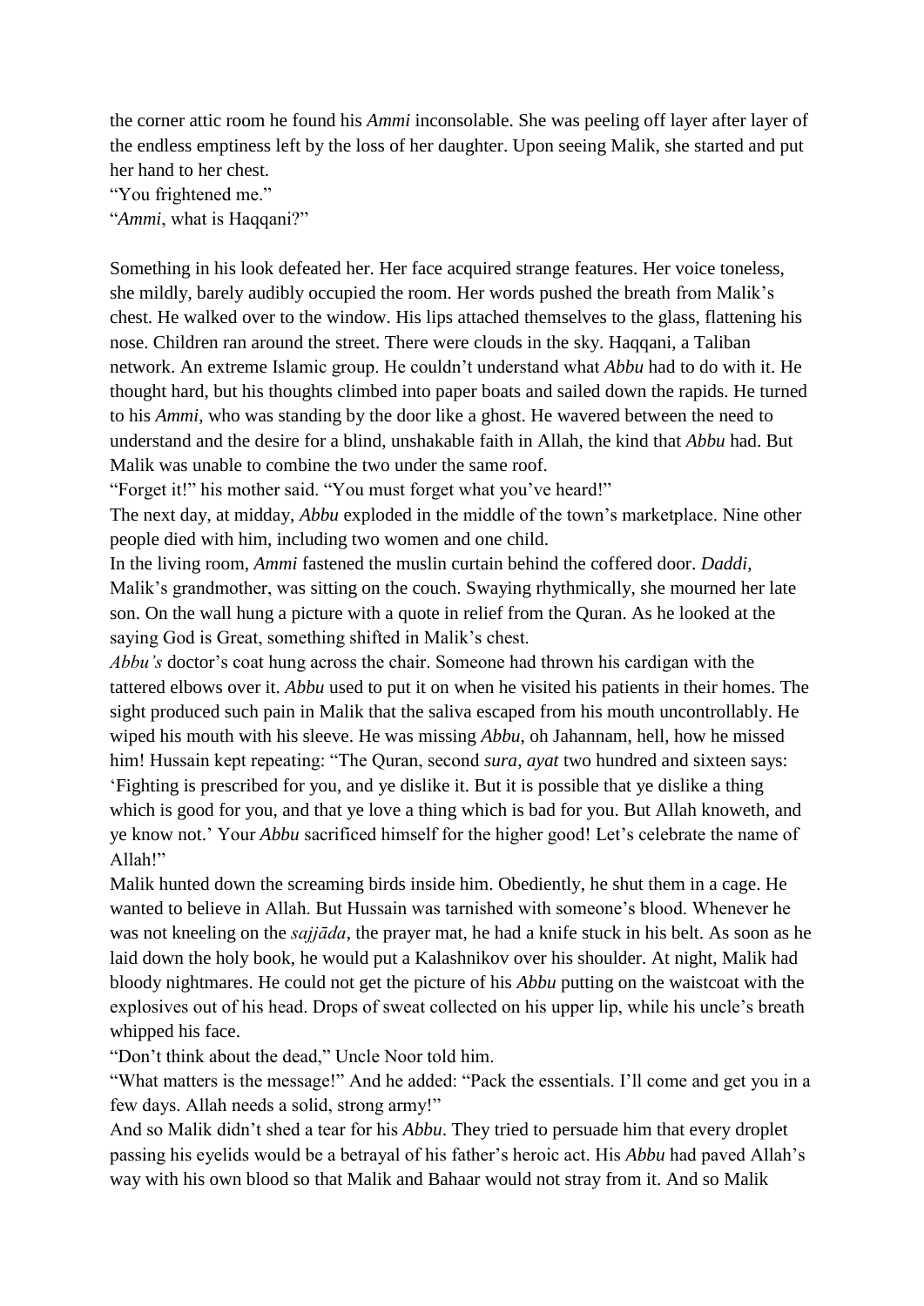the corner attic room he found his *Ammi* inconsolable. She was peeling off layer after layer of the endless emptiness left by the loss of her daughter. Upon seeing Malik, she started and put her hand to her chest.

"You frightened me."

"*Ammi*, what is Haqqani?"

Something in his look defeated her. Her face acquired strange features. Her voice toneless, she mildly, barely audibly occupied the room. Her words pushed the breath from Malik's chest. He walked over to the window. His lips attached themselves to the glass, flattening his nose. Children ran around the street. There were clouds in the sky. Haqqani, a Taliban network. An extreme Islamic group. He couldn't understand what *Abbu* had to do with it. He thought hard, but his thoughts climbed into paper boats and sailed down the rapids. He turned to his *Ammi*, who was standing by the door like a ghost. He wavered between the need to understand and the desire for a blind, unshakable faith in Allah, the kind that *Abbu* had. But Malik was unable to combine the two under the same roof.

"Forget it!" his mother said. "You must forget what you've heard!"

The next day, at midday, *Abbu* exploded in the middle of the town's marketplace. Nine other people died with him, including two women and one child.

In the living room, *Ammi* fastened the muslin curtain behind the coffered door. *Daddi*, Malik's grandmother, was sitting on the couch. Swaying rhythmically, she mourned her late son. On the wall hung a picture with a quote in relief from the Quran. As he looked at the saying God is Great, something shifted in Malik's chest.

*Abbu's* doctor's coat hung across the chair. Someone had thrown his cardigan with the tattered elbows over it. *Abbu* used to put it on when he visited his patients in their homes. The sight produced such pain in Malik that the saliva escaped from his mouth uncontrollably. He wiped his mouth with his sleeve. He was missing *Abbu*, oh Jahannam, hell, how he missed him! Hussain kept repeating: "The Quran, second *sura*, *ayat* two hundred and sixteen says: 'Fighting is prescribed for you, and ye dislike it. But it is possible that ye dislike a thing which is good for you, and that ye love a thing which is bad for you. But Allah knoweth, and ye know not.' Your *Abbu* sacrificed himself for the higher good! Let's celebrate the name of Allah!"

Malik hunted down the screaming birds inside him. Obediently, he shut them in a cage. He wanted to believe in Allah. But Hussain was tarnished with someone's blood. Whenever he was not kneeling on the *sajjāda*, the prayer mat, he had a knife stuck in his belt. As soon as he laid down the holy book, he would put a Kalashnikov over his shoulder. At night, Malik had bloody nightmares. He could not get the picture of his *Abbu* putting on the waistcoat with the explosives out of his head. Drops of sweat collected on his upper lip, while his uncle's breath whipped his face.

"Don't think about the dead," Uncle Noor told him.

"What matters is the message!" And he added: "Pack the essentials. I'll come and get you in a few days. Allah needs a solid, strong army!"

And so Malik didn't shed a tear for his *Abbu*. They tried to persuade him that every droplet passing his eyelids would be a betrayal of his father's heroic act. His *Abbu* had paved Allah's way with his own blood so that Malik and Bahaar would not stray from it. And so Malik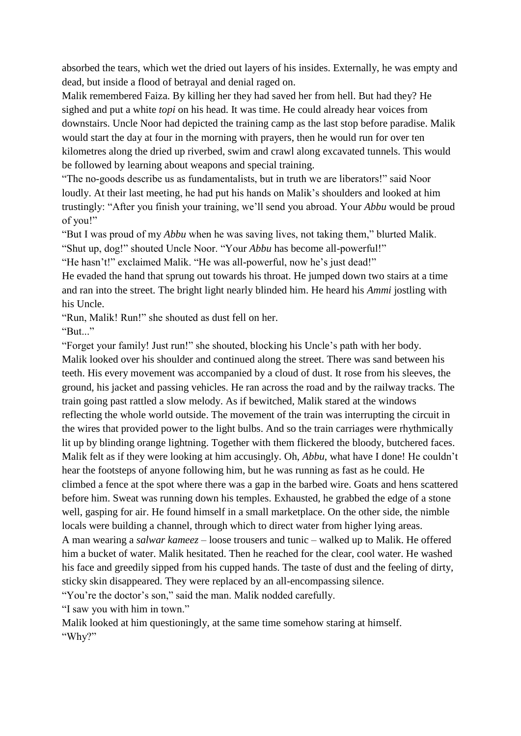absorbed the tears, which wet the dried out layers of his insides. Externally, he was empty and dead, but inside a flood of betrayal and denial raged on.

Malik remembered Faiza. By killing her they had saved her from hell. But had they? He sighed and put a white *topi* on his head. It was time. He could already hear voices from downstairs. Uncle Noor had depicted the training camp as the last stop before paradise. Malik would start the day at four in the morning with prayers, then he would run for over ten kilometres along the dried up riverbed, swim and crawl along excavated tunnels. This would be followed by learning about weapons and special training.

"The no-goods describe us as fundamentalists, but in truth we are liberators!" said Noor loudly. At their last meeting, he had put his hands on Malik's shoulders and looked at him trustingly: "After you finish your training, we'll send you abroad. Your *Abbu* would be proud of you!"

"But I was proud of my *Abbu* when he was saving lives, not taking them," blurted Malik.

"Shut up, dog!" shouted Uncle Noor. "Your *Abbu* has become all-powerful!"

"He hasn't!" exclaimed Malik. "He was all-powerful, now he's just dead!"

He evaded the hand that sprung out towards his throat. He jumped down two stairs at a time and ran into the street. The bright light nearly blinded him. He heard his *Ammi* jostling with his Uncle.

"Run, Malik! Run!" she shouted as dust fell on her.

"But..."

"Forget your family! Just run!" she shouted, blocking his Uncle's path with her body.

Malik looked over his shoulder and continued along the street. There was sand between his teeth. His every movement was accompanied by a cloud of dust. It rose from his sleeves, the ground, his jacket and passing vehicles. He ran across the road and by the railway tracks. The train going past rattled a slow melody. As if bewitched, Malik stared at the windows reflecting the whole world outside. The movement of the train was interrupting the circuit in the wires that provided power to the light bulbs. And so the train carriages were rhythmically lit up by blinding orange lightning. Together with them flickered the bloody, butchered faces. Malik felt as if they were looking at him accusingly. Oh, *Abbu*, what have I done! He couldn't hear the footsteps of anyone following him, but he was running as fast as he could. He climbed a fence at the spot where there was a gap in the barbed wire. Goats and hens scattered before him. Sweat was running down his temples. Exhausted, he grabbed the edge of a stone well, gasping for air. He found himself in a small marketplace. On the other side, the nimble locals were building a channel, through which to direct water from higher lying areas.

A man wearing a *salwar kameez* – loose trousers and tunic – walked up to Malik. He offered him a bucket of water. Malik hesitated. Then he reached for the clear, cool water. He washed his face and greedily sipped from his cupped hands. The taste of dust and the feeling of dirty, sticky skin disappeared. They were replaced by an all-encompassing silence.

"You're the doctor's son," said the man. Malik nodded carefully.

"I saw you with him in town."

Malik looked at him questioningly, at the same time somehow staring at himself.

"Why?"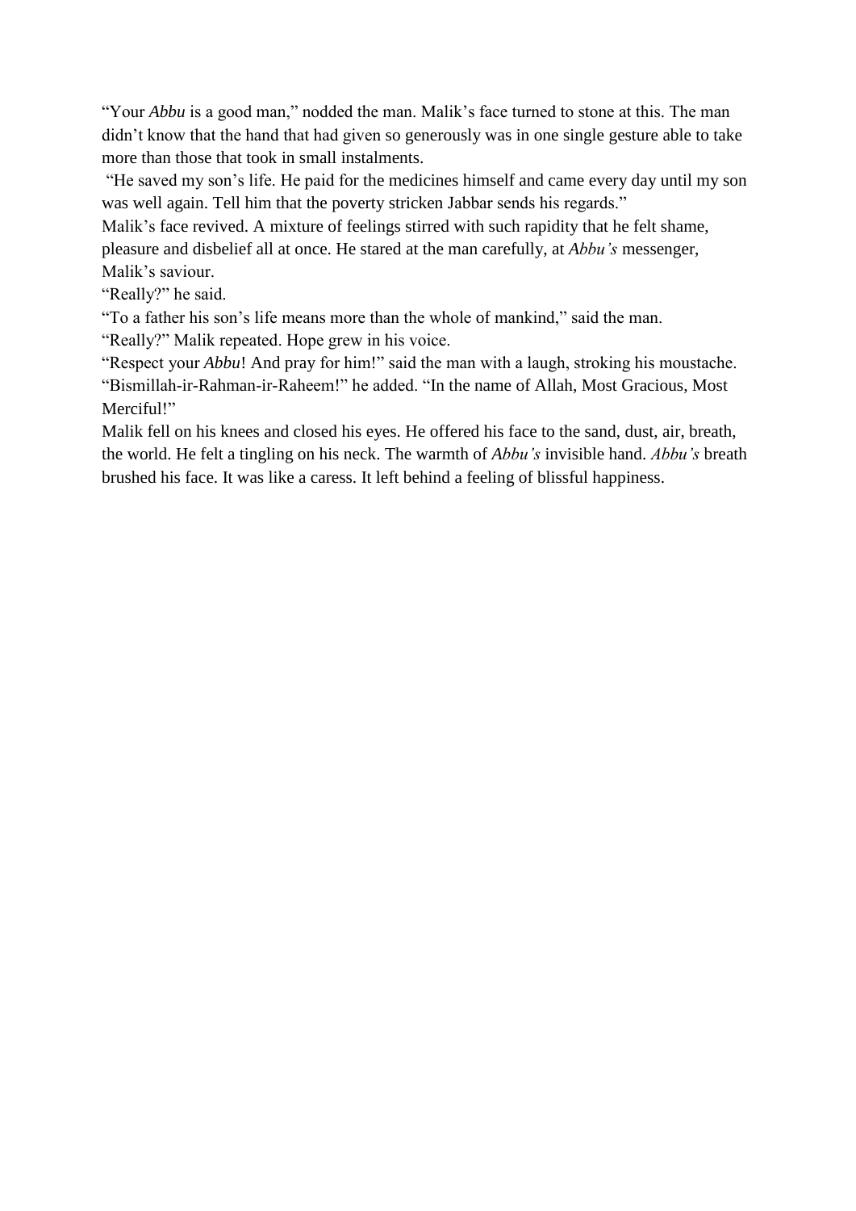"Your *Abbu* is a good man," nodded the man. Malik's face turned to stone at this. The man didn't know that the hand that had given so generously was in one single gesture able to take more than those that took in small instalments.

"He saved my son's life. He paid for the medicines himself and came every day until my son was well again. Tell him that the poverty stricken Jabbar sends his regards."

Malik's face revived. A mixture of feelings stirred with such rapidity that he felt shame, pleasure and disbelief all at once. He stared at the man carefully, at *Abbu's* messenger, Malik's saviour.

"Really?" he said.

"To a father his son's life means more than the whole of mankind," said the man.

"Really?" Malik repeated. Hope grew in his voice.

"Respect your *Abbu*! And pray for him!" said the man with a laugh, stroking his moustache. "Bismillah-ir-Rahman-ir-Raheem!" he added. "In the name of Allah, Most Gracious, Most Merciful!"

Malik fell on his knees and closed his eyes. He offered his face to the sand, dust, air, breath, the world. He felt a tingling on his neck. The warmth of *Abbu's* invisible hand. *Abbu's* breath brushed his face. It was like a caress. It left behind a feeling of blissful happiness.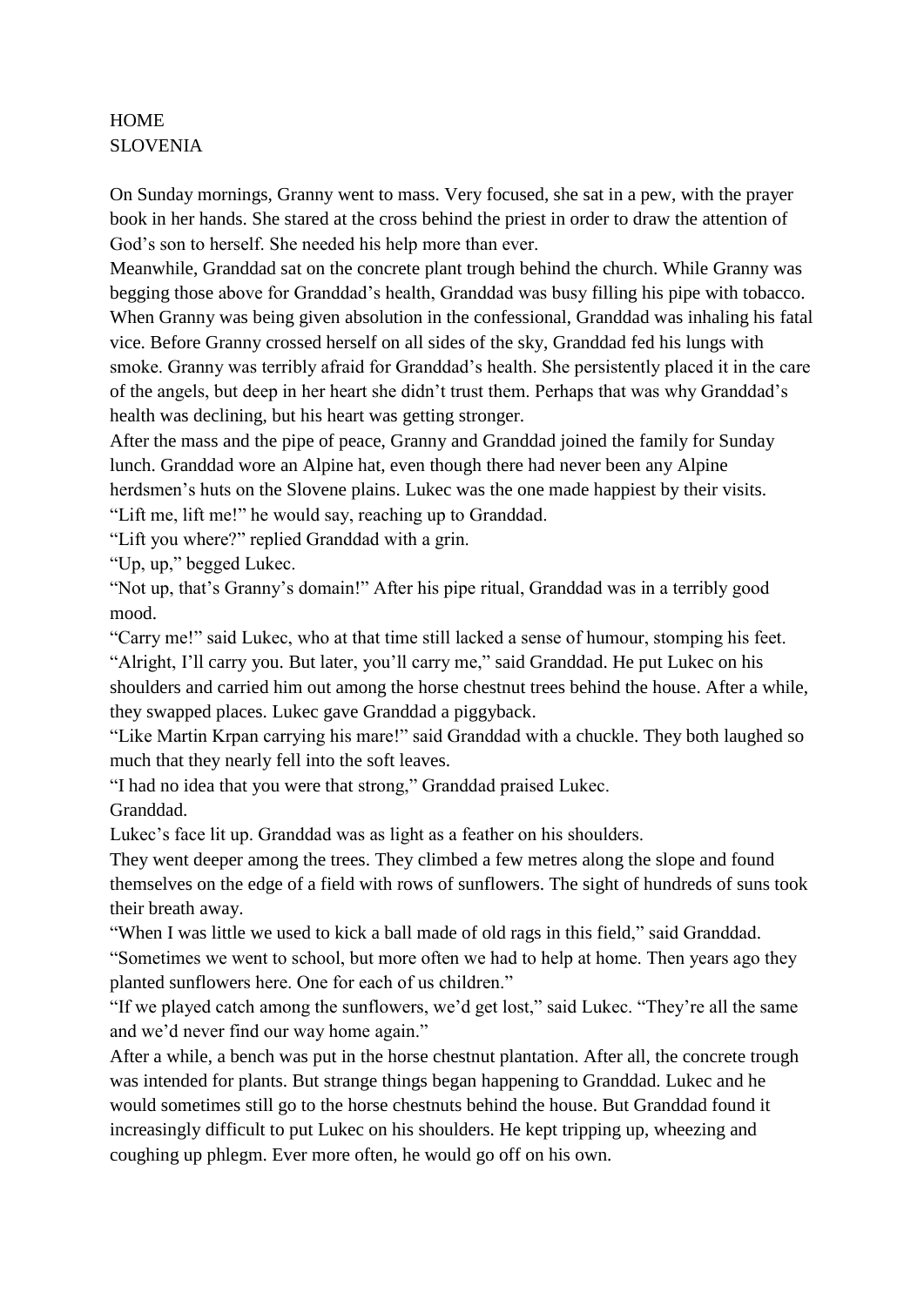HOME
SLOVENIA

On Sunday mornings, Granny went to mass. Very focused, she sat in a pew, with the prayer book in her hands. She stared at the cross behind the priest in order to draw the attention of God's son to herself. She needed his help more than ever.

Meanwhile, Granddad sat on the concrete plant trough behind the church. While Granny was begging those above for Granddad's health, Granddad was busy filling his pipe with tobacco. When Granny was being given absolution in the confessional, Granddad was inhaling his fatal vice. Before Granny crossed herself on all sides of the sky, Granddad fed his lungs with smoke. Granny was terribly afraid for Granddad's health. She persistently placed it in the care of the angels, but deep in her heart she didn't trust them. Perhaps that was why Granddad's health was declining, but his heart was getting stronger.

After the mass and the pipe of peace, Granny and Granddad joined the family for Sunday lunch. Granddad wore an Alpine hat, even though there had never been any Alpine herdsmen's huts on the Slovene plains. Lukec was the one made happiest by their visits.

"Lift me, lift me!" he would say, reaching up to Granddad.

"Lift you where?" replied Granddad with a grin.

"Up, up," begged Lukec.

"Not up, that's Granny's domain!" After his pipe ritual, Granddad was in a terribly good mood.

"Carry me!" said Lukec, who at that time still lacked a sense of humour, stomping his feet.

"Alright, I'll carry you. But later, you'll carry me," said Granddad. He put Lukec on his shoulders and carried him out among the horse chestnut trees behind the house. After a while, they swapped places. Lukec gave Granddad a piggyback.

"Like Martin Krpan carrying his mare!" said Granddad with a chuckle. They both laughed so much that they nearly fell into the soft leaves.

"I had no idea that you were that strong," Granddad praised Lukec.

Granddad.

Lukec's face lit up. Granddad was as light as a feather on his shoulders.

They went deeper among the trees. They climbed a few metres along the slope and found themselves on the edge of a field with rows of sunflowers. The sight of hundreds of suns took their breath away.

"When I was little we used to kick a ball made of old rags in this field," said Granddad. "Sometimes we went to school, but more often we had to help at home. Then years ago they planted sunflowers here. One for each of us children."

"If we played catch among the sunflowers, we'd get lost," said Lukec. "They're all the same and we'd never find our way home again."

After a while, a bench was put in the horse chestnut plantation. After all, the concrete trough was intended for plants. But strange things began happening to Granddad. Lukec and he would sometimes still go to the horse chestnuts behind the house. But Granddad found it increasingly difficult to put Lukec on his shoulders. He kept tripping up, wheezing and coughing up phlegm. Ever more often, he would go off on his own.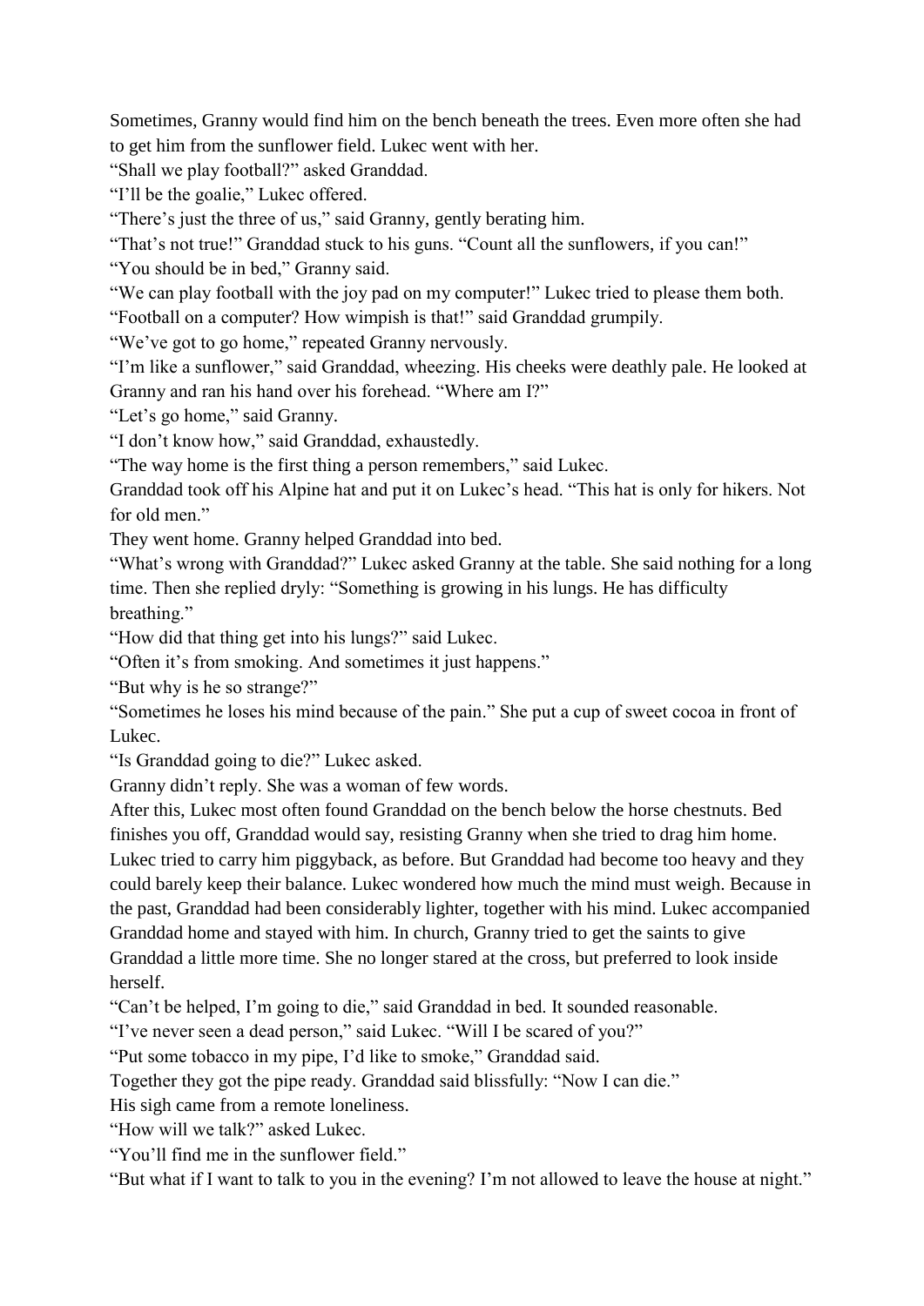Sometimes, Granny would find him on the bench beneath the trees. Even more often she had to get him from the sunflower field. Lukec went with her.

"Shall we play football?" asked Granddad.

"I'll be the goalie," Lukec offered.

"There's just the three of us," said Granny, gently berating him.

"That's not true!" Granddad stuck to his guns. "Count all the sunflowers, if you can!"

"You should be in bed," Granny said.

"We can play football with the joy pad on my computer!" Lukec tried to please them both.

"Football on a computer? How wimpish is that!" said Granddad grumpily.

"We've got to go home," repeated Granny nervously.

"I'm like a sunflower," said Granddad, wheezing. His cheeks were deathly pale. He looked at Granny and ran his hand over his forehead. "Where am I?"

"Let's go home," said Granny.

"I don't know how," said Granddad, exhaustedly.

"The way home is the first thing a person remembers," said Lukec.

Granddad took off his Alpine hat and put it on Lukec's head. "This hat is only for hikers. Not for old men."

They went home. Granny helped Granddad into bed.

"What's wrong with Granddad?" Lukec asked Granny at the table. She said nothing for a long time. Then she replied dryly: "Something is growing in his lungs. He has difficulty breathing."

"How did that thing get into his lungs?" said Lukec.

"Often it's from smoking. And sometimes it just happens."

"But why is he so strange?"

"Sometimes he loses his mind because of the pain." She put a cup of sweet cocoa in front of Lukec.

"Is Granddad going to die?" Lukec asked.

Granny didn't reply. She was a woman of few words.

After this, Lukec most often found Granddad on the bench below the horse chestnuts. Bed finishes you off, Granddad would say, resisting Granny when she tried to drag him home. Lukec tried to carry him piggyback, as before. But Granddad had become too heavy and they could barely keep their balance. Lukec wondered how much the mind must weigh. Because in the past, Granddad had been considerably lighter, together with his mind. Lukec accompanied Granddad home and stayed with him. In church, Granny tried to get the saints to give Granddad a little more time. She no longer stared at the cross, but preferred to look inside herself.

"Can't be helped, I'm going to die," said Granddad in bed. It sounded reasonable.

"I've never seen a dead person," said Lukec. "Will I be scared of you?"

"Put some tobacco in my pipe, I'd like to smoke," Granddad said.

Together they got the pipe ready. Granddad said blissfully: "Now I can die."

His sigh came from a remote loneliness.

"How will we talk?" asked Lukec.

"You'll find me in the sunflower field."

"But what if I want to talk to you in the evening? I'm not allowed to leave the house at night."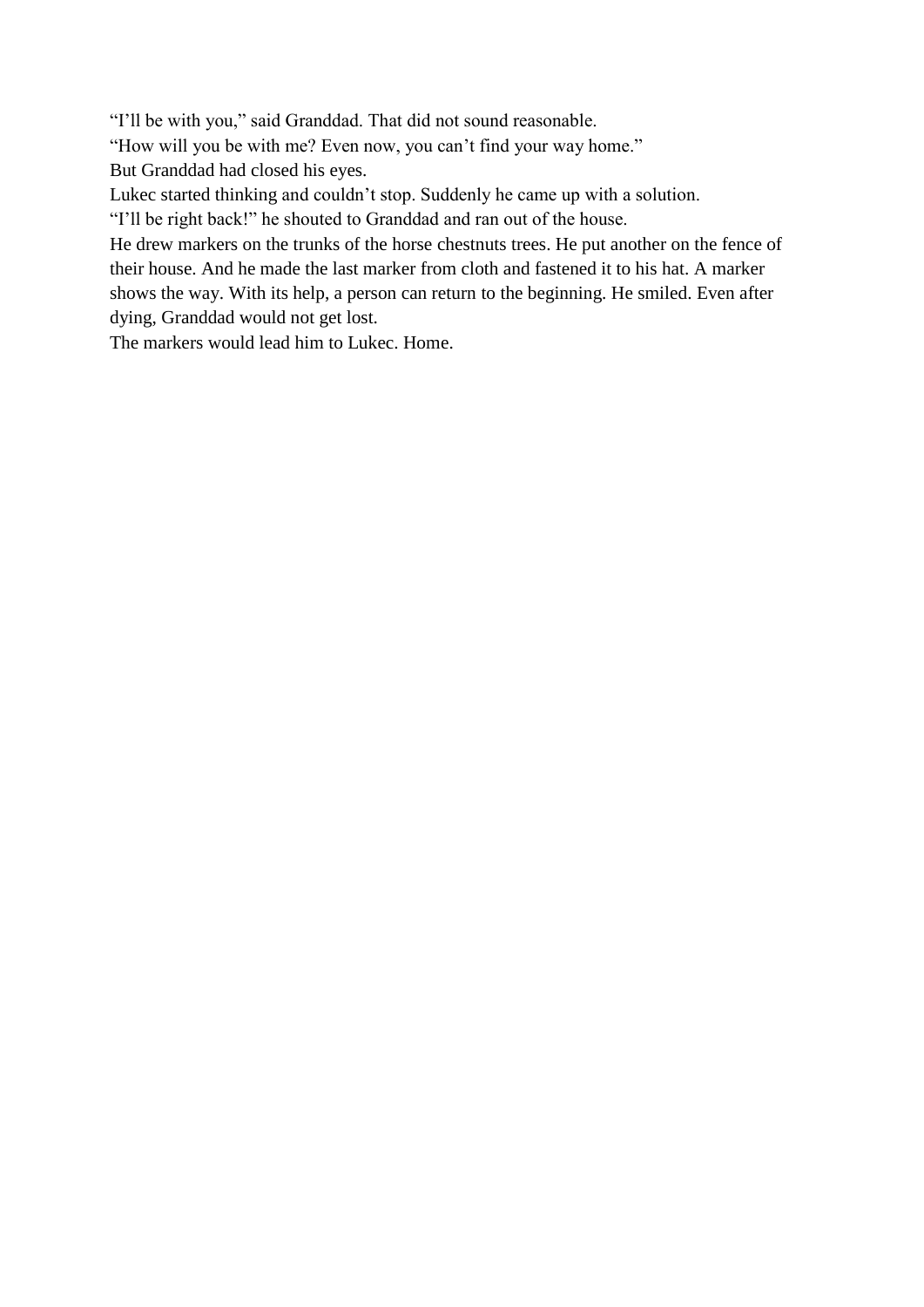"I'll be with you," said Granddad. That did not sound reasonable.

"How will you be with me? Even now, you can't find your way home."

But Granddad had closed his eyes.

Lukec started thinking and couldn't stop. Suddenly he came up with a solution.

"I'll be right back!" he shouted to Granddad and ran out of the house.

He drew markers on the trunks of the horse chestnuts trees. He put another on the fence of their house. And he made the last marker from cloth and fastened it to his hat. A marker shows the way. With its help, a person can return to the beginning. He smiled. Even after dying, Granddad would not get lost.

The markers would lead him to Lukec. Home.